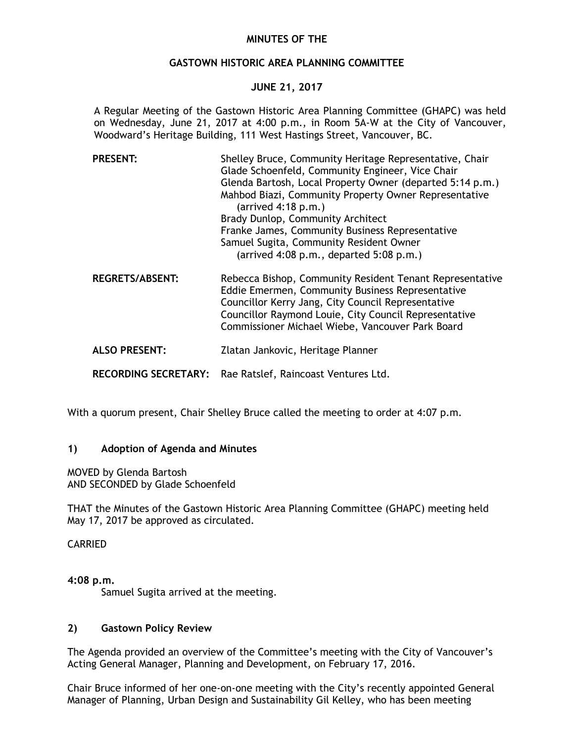# MINUTES OF THE

## GASTOWN HISTORIC AREA PLANNING COMMITTEE

## JUNE 21, 2017

A Regular Meeting of the Gastown Historic Area Planning Committee (GHAPC) was held on Wednesday, June 21, 2017 at 4:00 p.m., in Room 5A-W at the City of Vancouver, Woodward's Heritage Building, 111 West Hastings Street, Vancouver, BC.

| | |
|---|---|
| **PRESENT:** | Shelley Bruce, Community Heritage Representative, Chair<br>Glade Schoenfeld, Community Engineer, Vice Chair<br>Glenda Bartosh, Local Property Owner (departed 5:14 p.m.)<br>Mahbod Biazi, Community Property Owner Representative (arrived 4:18 p.m.)<br>Brady Dunlop, Community Architect<br>Franke James, Community Business Representative<br>Samuel Sugita, Community Resident Owner (arrived 4:08 p.m., departed 5:08 p.m.) |
| **REGRETS/ABSENT:** | Rebecca Bishop, Community Resident Tenant Representative<br>Eddie Emermen, Community Business Representative<br>Councillor Kerry Jang, City Council Representative<br>Councillor Raymond Louie, City Council Representative<br>Commissioner Michael Wiebe, Vancouver Park Board |
| **ALSO PRESENT:** | Zlatan Jankovic, Heritage Planner |
| **RECORDING SECRETARY:** | Rae Ratslef, Raincoast Ventures Ltd. |

With a quorum present, Chair Shelley Bruce called the meeting to order at 4:07 p.m.

## 1) Adoption of Agenda and Minutes

MOVED by Glenda Bartosh
AND SECONDED by Glade Schoenfeld

THAT the Minutes of the Gastown Historic Area Planning Committee (GHAPC) meeting held May 17, 2017 be approved as circulated.

CARRIED

**4:08 p.m.**
Samuel Sugita arrived at the meeting.

## 2) Gastown Policy Review

The Agenda provided an overview of the Committee's meeting with the City of Vancouver's Acting General Manager, Planning and Development, on February 17, 2016.

Chair Bruce informed of her one-on-one meeting with the City's recently appointed General Manager of Planning, Urban Design and Sustainability Gil Kelley, who has been meeting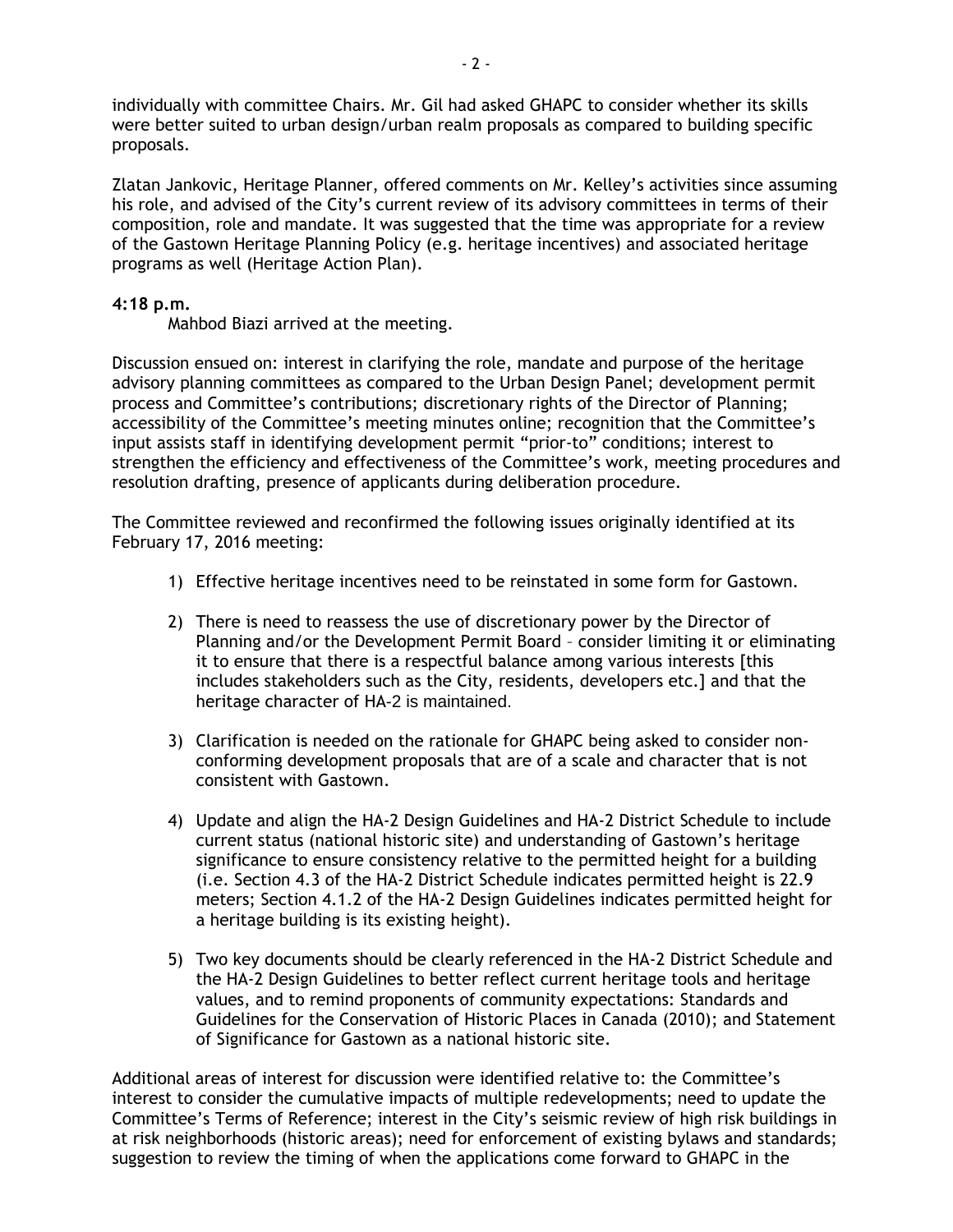individually with committee Chairs. Mr. Gil had asked GHAPC to consider whether its skills were better suited to urban design/urban realm proposals as compared to building specific proposals.

Zlatan Jankovic, Heritage Planner, offered comments on Mr. Kelley's activities since assuming his role, and advised of the City's current review of its advisory committees in terms of their composition, role and mandate. It was suggested that the time was appropriate for a review of the Gastown Heritage Planning Policy (e.g. heritage incentives) and associated heritage programs as well (Heritage Action Plan).

**4:18 p.m.**
Mahbod Biazi arrived at the meeting.

Discussion ensued on: interest in clarifying the role, mandate and purpose of the heritage advisory planning committees as compared to the Urban Design Panel; development permit process and Committee's contributions; discretionary rights of the Director of Planning; accessibility of the Committee's meeting minutes online; recognition that the Committee's input assists staff in identifying development permit "prior-to" conditions; interest to strengthen the efficiency and effectiveness of the Committee's work, meeting procedures and resolution drafting, presence of applicants during deliberation procedure.

The Committee reviewed and reconfirmed the following issues originally identified at its February 17, 2016 meeting:

1) Effective heritage incentives need to be reinstated in some form for Gastown.

2) There is need to reassess the use of discretionary power by the Director of Planning and/or the Development Permit Board – consider limiting it or eliminating it to ensure that there is a respectful balance among various interests [this includes stakeholders such as the City, residents, developers etc.] and that the heritage character of HA-2 is maintained.

3) Clarification is needed on the rationale for GHAPC being asked to consider non-conforming development proposals that are of a scale and character that is not consistent with Gastown.

4) Update and align the HA-2 Design Guidelines and HA-2 District Schedule to include current status (national historic site) and understanding of Gastown's heritage significance to ensure consistency relative to the permitted height for a building (i.e. Section 4.3 of the HA-2 District Schedule indicates permitted height is 22.9 meters; Section 4.1.2 of the HA-2 Design Guidelines indicates permitted height for a heritage building is its existing height).

5) Two key documents should be clearly referenced in the HA-2 District Schedule and the HA-2 Design Guidelines to better reflect current heritage tools and heritage values, and to remind proponents of community expectations: Standards and Guidelines for the Conservation of Historic Places in Canada (2010); and Statement of Significance for Gastown as a national historic site.

Additional areas of interest for discussion were identified relative to: the Committee's interest to consider the cumulative impacts of multiple redevelopments; need to update the Committee's Terms of Reference; interest in the City's seismic review of high risk buildings in at risk neighborhoods (historic areas); need for enforcement of existing bylaws and standards; suggestion to review the timing of when the applications come forward to GHAPC in the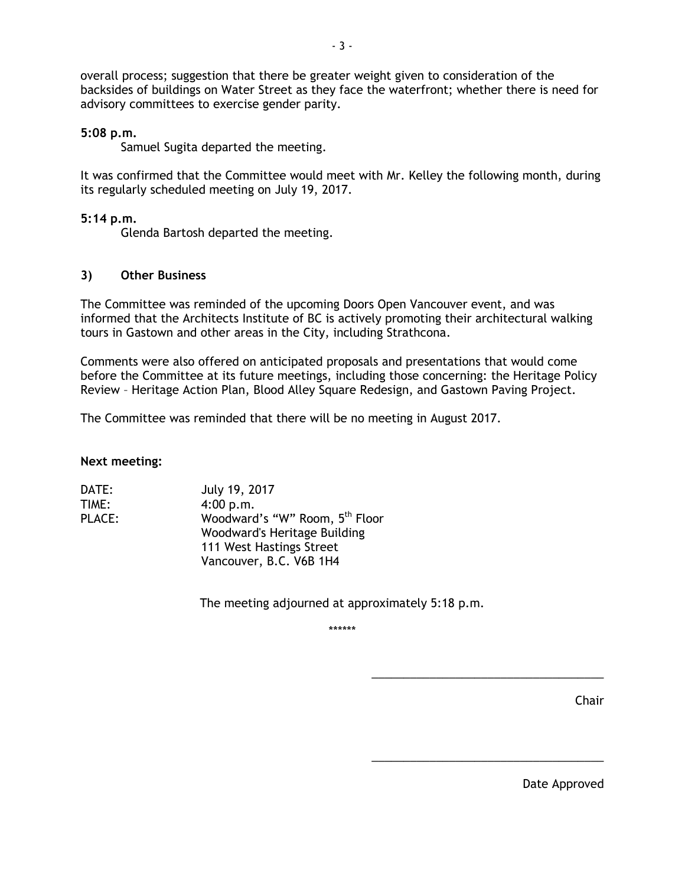overall process; suggestion that there be greater weight given to consideration of the backsides of buildings on Water Street as they face the waterfront; whether there is need for advisory committees to exercise gender parity.

**5:08 p.m.**

Samuel Sugita departed the meeting.

It was confirmed that the Committee would meet with Mr. Kelley the following month, during its regularly scheduled meeting on July 19, 2017.

**5:14 p.m.**

Glenda Bartosh departed the meeting.

### 3) Other Business

The Committee was reminded of the upcoming Doors Open Vancouver event, and was informed that the Architects Institute of BC is actively promoting their architectural walking tours in Gastown and other areas in the City, including Strathcona.

Comments were also offered on anticipated proposals and presentations that would come before the Committee at its future meetings, including those concerning: the Heritage Policy Review – Heritage Action Plan, Blood Alley Square Redesign, and Gastown Paving Project.

The Committee was reminded that there will be no meeting in August 2017.

**Next meeting:**

| | |
|---|---|
| DATE: | July 19, 2017 |
| TIME: | 4:00 p.m. |
| PLACE: | Woodward's "W" Room, 5th Floor<br>Woodward's Heritage Building<br>111 West Hastings Street<br>Vancouver, B.C. V6B 1H4 |

The meeting adjourned at approximately 5:18 p.m.

\*\*\*\*\*\*

\_\_\_\_\_\_\_\_\_\_\_\_\_\_\_\_\_\_\_\_\_\_\_\_\_\_\_\_\_\_\_\_\_\_\_

Chair

\_\_\_\_\_\_\_\_\_\_\_\_\_\_\_\_\_\_\_\_\_\_\_\_\_\_\_\_\_\_\_\_\_\_\_

Date Approved